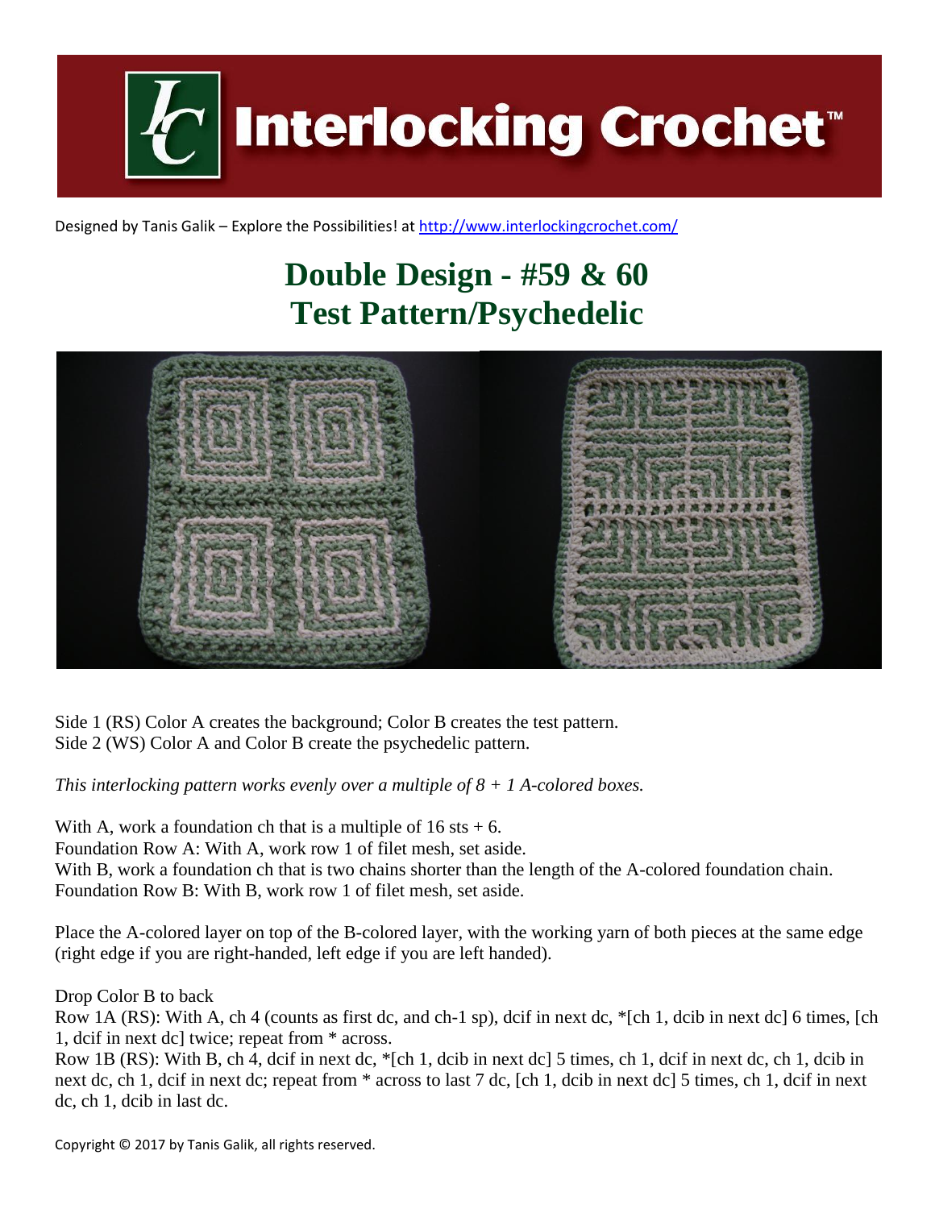Interlocking Crochet™

Designed by Tanis Galik – Explore the Possibilities! at http://www.interlockingcrochet.com/

# Double Design - #59 & 60
# Test Pattern/Psychedelic

Side 1 (RS) Color A creates the background; Color B creates the test pattern.
Side 2 (WS) Color A and Color B create the psychedelic pattern.

*This interlocking pattern works evenly over a multiple of 8 + 1 A-colored boxes.*

With A, work a foundation ch that is a multiple of 16 sts + 6.
Foundation Row A: With A, work row 1 of filet mesh, set aside.
With B, work a foundation ch that is two chains shorter than the length of the A-colored foundation chain.
Foundation Row B: With B, work row 1 of filet mesh, set aside.

Place the A-colored layer on top of the B-colored layer, with the working yarn of both pieces at the same edge (right edge if you are right-handed, left edge if you are left handed).

Drop Color B to back
Row 1A (RS): With A, ch 4 (counts as first dc, and ch-1 sp), dcif in next dc, *[ch 1, dcib in next dc] 6 times, [ch 1, dcif in next dc] twice; repeat from * across.
Row 1B (RS): With B, ch 4, dcif in next dc, *[ch 1, dcib in next dc] 5 times, ch 1, dcif in next dc, ch 1, dcib in next dc, ch 1, dcif in next dc; repeat from * across to last 7 dc, [ch 1, dcib in next dc] 5 times, ch 1, dcif in next dc, ch 1, dcib in last dc.

Copyright © 2017 by Tanis Galik, all rights reserved.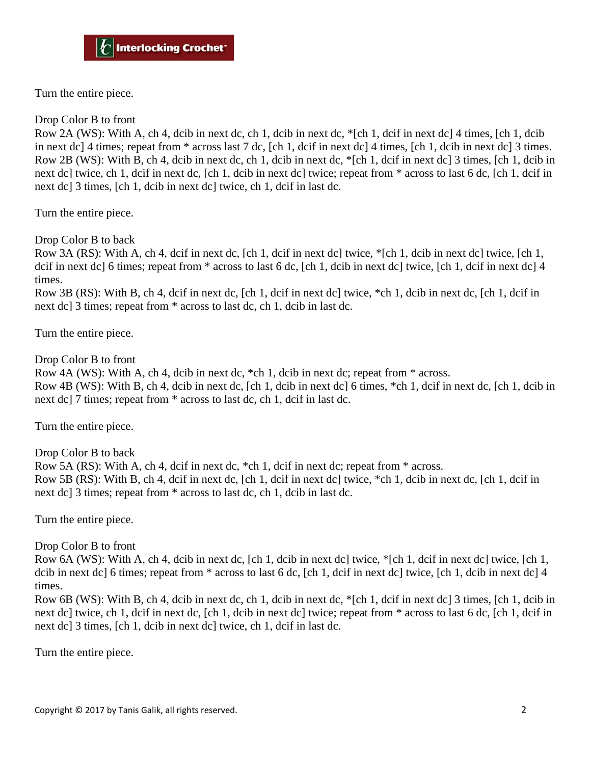Turn the entire piece.

Drop Color B to front

Row 2A (WS): With A, ch 4, dcib in next dc, ch 1, dcib in next dc, *[ch 1, dcif in next dc] 4 times, [ch 1, dcib in next dc] 4 times; repeat from * across last 7 dc, [ch 1, dcif in next dc] 4 times, [ch 1, dcib in next dc] 3 times.

Row 2B (WS): With B, ch 4, dcib in next dc, ch 1, dcib in next dc, *[ch 1, dcif in next dc] 3 times, [ch 1, dcib in next dc] twice, ch 1, dcif in next dc, [ch 1, dcib in next dc] twice; repeat from * across to last 6 dc, [ch 1, dcif in next dc] 3 times, [ch 1, dcib in next dc] twice, ch 1, dcif in last dc.

Turn the entire piece.

Drop Color B to back

Row 3A (RS): With A, ch 4, dcif in next dc, [ch 1, dcif in next dc] twice, *[ch 1, dcib in next dc] twice, [ch 1, dcif in next dc] 6 times; repeat from * across to last 6 dc, [ch 1, dcib in next dc] twice, [ch 1, dcif in next dc] 4 times.

Row 3B (RS): With B, ch 4, dcif in next dc, [ch 1, dcif in next dc] twice, *ch 1, dcib in next dc, [ch 1, dcif in next dc] 3 times; repeat from * across to last dc, ch 1, dcib in last dc.

Turn the entire piece.

Drop Color B to front

Row 4A (WS): With A, ch 4, dcib in next dc, *ch 1, dcib in next dc; repeat from * across.

Row 4B (WS): With B, ch 4, dcib in next dc, [ch 1, dcib in next dc] 6 times, *ch 1, dcif in next dc, [ch 1, dcib in next dc] 7 times; repeat from * across to last dc, ch 1, dcif in last dc.

Turn the entire piece.

Drop Color B to back

Row 5A (RS): With A, ch 4, dcif in next dc, *ch 1, dcif in next dc; repeat from * across.

Row 5B (RS): With B, ch 4, dcif in next dc, [ch 1, dcif in next dc] twice, *ch 1, dcib in next dc, [ch 1, dcif in next dc] 3 times; repeat from * across to last dc, ch 1, dcib in last dc.

Turn the entire piece.

Drop Color B to front

Row 6A (WS): With A, ch 4, dcib in next dc, [ch 1, dcib in next dc] twice, *[ch 1, dcif in next dc] twice, [ch 1, dcib in next dc] 6 times; repeat from * across to last 6 dc, [ch 1, dcif in next dc] twice, [ch 1, dcib in next dc] 4 times.

Row 6B (WS): With B, ch 4, dcib in next dc, ch 1, dcib in next dc, *[ch 1, dcif in next dc] 3 times, [ch 1, dcib in next dc] twice, ch 1, dcif in next dc, [ch 1, dcib in next dc] twice; repeat from * across to last 6 dc, [ch 1, dcif in next dc] 3 times, [ch 1, dcib in next dc] twice, ch 1, dcif in last dc.

Turn the entire piece.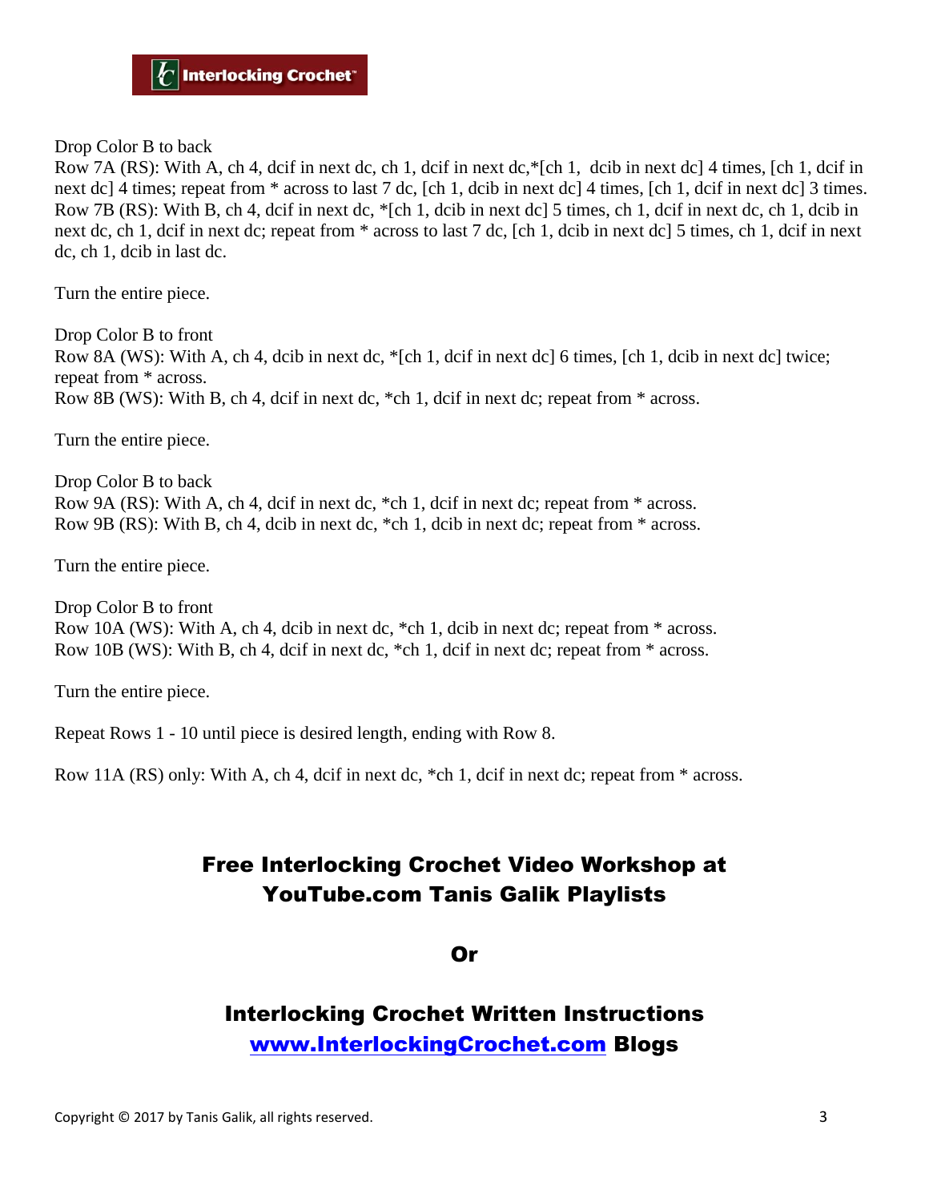Drop Color B to back

Row 7A (RS): With A, ch 4, dcif in next dc, ch 1, dcif in next dc,*[ch 1, dcib in next dc] 4 times, [ch 1, dcif in next dc] 4 times; repeat from * across to last 7 dc, [ch 1, dcib in next dc] 4 times, [ch 1, dcif in next dc] 3 times.

Row 7B (RS): With B, ch 4, dcif in next dc, *[ch 1, dcib in next dc] 5 times, ch 1, dcif in next dc, ch 1, dcib in next dc, ch 1, dcif in next dc; repeat from * across to last 7 dc, [ch 1, dcib in next dc] 5 times, ch 1, dcif in next dc, ch 1, dcib in last dc.

Turn the entire piece.

Drop Color B to front

Row 8A (WS): With A, ch 4, dcib in next dc, *[ch 1, dcif in next dc] 6 times, [ch 1, dcib in next dc] twice; repeat from * across.

Row 8B (WS): With B, ch 4, dcif in next dc, *ch 1, dcif in next dc; repeat from * across.

Turn the entire piece.

Drop Color B to back

Row 9A (RS): With A, ch 4, dcif in next dc, *ch 1, dcif in next dc; repeat from * across.

Row 9B (RS): With B, ch 4, dcib in next dc, *ch 1, dcib in next dc; repeat from * across.

Turn the entire piece.

Drop Color B to front

Row 10A (WS): With A, ch 4, dcib in next dc, *ch 1, dcib in next dc; repeat from * across.

Row 10B (WS): With B, ch 4, dcif in next dc, *ch 1, dcif in next dc; repeat from * across.

Turn the entire piece.

Repeat Rows 1 - 10 until piece is desired length, ending with Row 8.

Row 11A (RS) only: With A, ch 4, dcif in next dc, *ch 1, dcif in next dc; repeat from * across.

## Free Interlocking Crochet Video Workshop at YouTube.com Tanis Galik Playlists

## Or

## Interlocking Crochet Written Instructions [www.InterlockingCrochet.com](http://www.InterlockingCrochet.com) Blogs

Copyright © 2017 by Tanis Galik, all rights reserved.